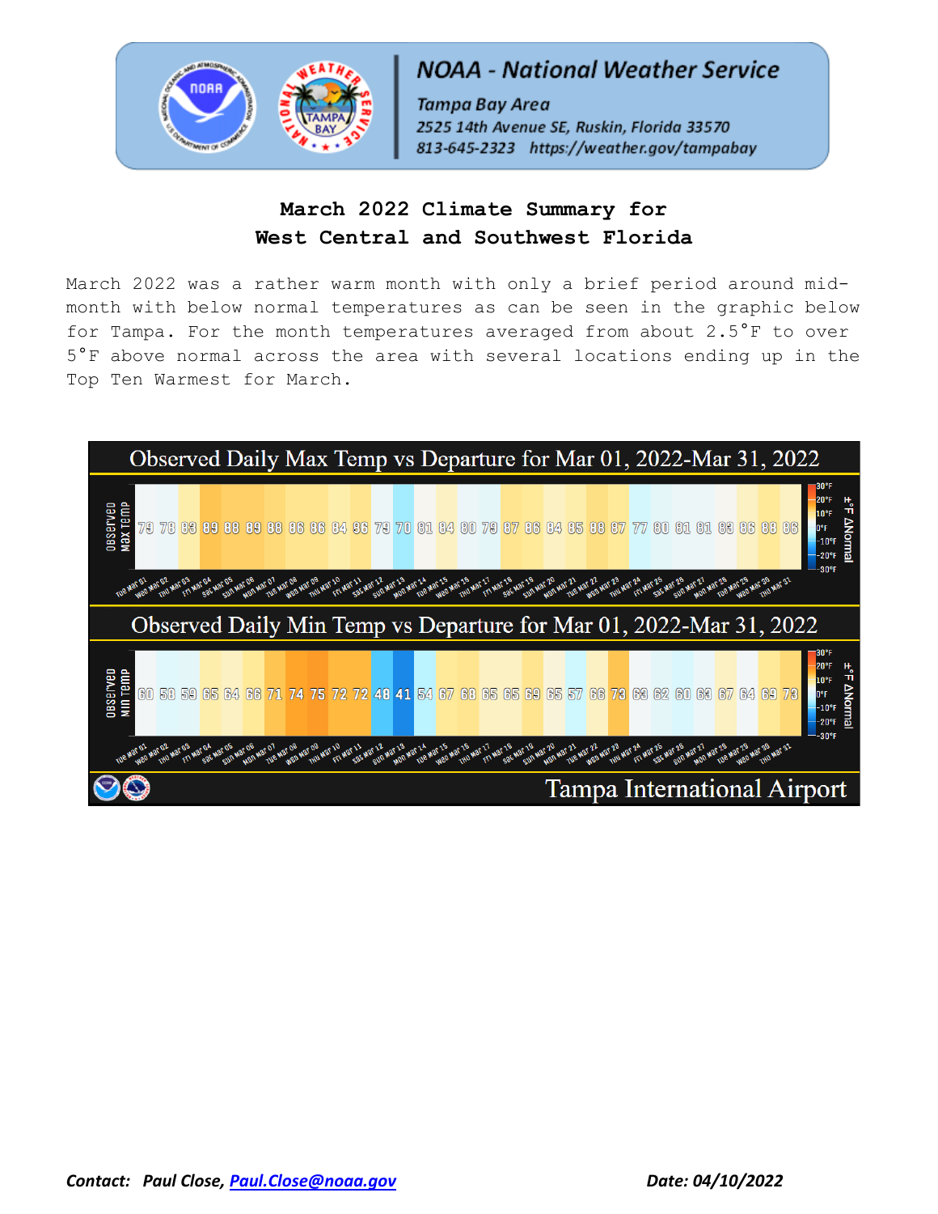**NOAA - National Weather Service**

*Tampa Bay Area*
*2525 14th Avenue SE, Ruskin, Florida 33570*
*813-645-2323 https://weather.gov/tampabay*

# March 2022 Climate Summary for West Central and Southwest Florida

March 2022 was a rather warm month with only a brief period around mid-month with below normal temperatures as can be seen in the graphic below for Tampa. For the month temperatures averaged from about 2.5°F to over 5°F above normal across the area with several locations ending up in the Top Ten Warmest for March.

**Observed Daily Max Temp vs Departure for Mar 01, 2022-Mar 31, 2022**

| Date | Tue Mar 01 | Wed Mar 02 | Thu Mar 03 | Fri Mar 04 | Sat Mar 05 | Sun Mar 06 | Mon Mar 07 | Tue Mar 08 | Wed Mar 09 | Thu Mar 10 | Fri Mar 11 | Sat Mar 12 | Sun Mar 13 | Mon Mar 14 | Tue Mar 15 | Wed Mar 16 | Thu Mar 17 | Fri Mar 18 | Sat Mar 19 | Sun Mar 20 | Mon Mar 21 | Tue Mar 22 | Wed Mar 23 | Thu Mar 24 | Fri Mar 25 | Sat Mar 26 | Sun Mar 27 | Mon Mar 28 | Tue Mar 29 | Wed Mar 30 | Thu Mar 31 |
|---|---|---|---|---|---|---|---|---|---|---|---|---|---|---|---|---|---|---|---|---|---|---|---|---|---|---|---|---|---|---|---|
| Observed Max Temp | 79 | 78 | 83 | 89 | 88 | 89 | 88 | 86 | 86 | 84 | 86 | 79 | 70 | 81 | 84 | 80 | 79 | 87 | 86 | 84 | 85 | 88 | 87 | 77 | 80 | 81 | 81 | 83 | 86 | 88 | 86 |

**Observed Daily Min Temp vs Departure for Mar 01, 2022-Mar 31, 2022**

| Date | Tue Mar 01 | Wed Mar 02 | Thu Mar 03 | Fri Mar 04 | Sat Mar 05 | Sun Mar 06 | Mon Mar 07 | Tue Mar 08 | Wed Mar 09 | Thu Mar 10 | Fri Mar 11 | Sat Mar 12 | Sun Mar 13 | Mon Mar 14 | Tue Mar 15 | Wed Mar 16 | Thu Mar 17 | Fri Mar 18 | Sat Mar 19 | Sun Mar 20 | Mon Mar 21 | Tue Mar 22 | Wed Mar 23 | Thu Mar 24 | Fri Mar 25 | Sat Mar 26 | Sun Mar 27 | Mon Mar 28 | Tue Mar 29 | Wed Mar 30 | Thu Mar 31 |
|---|---|---|---|---|---|---|---|---|---|---|---|---|---|---|---|---|---|---|---|---|---|---|---|---|---|---|---|---|---|---|---|
| Observed Min Temp | 60 | 58 | 59 | 65 | 64 | 66 | 71 | 74 | 75 | 72 | 72 | 48 | 41 | 54 | 67 | 68 | 65 | 65 | 69 | 65 | 57 | 66 | 73 | 63 | 62 | 60 | 63 | 67 | 64 | 69 | 73 |

Scale: ±°F ΔNormal (-30°F to 30°F)

Tampa International Airport

*Contact:* *Paul Close, [Paul.Close@noaa.gov](mailto:Paul.Close@noaa.gov)* **Date: 04/10/2022**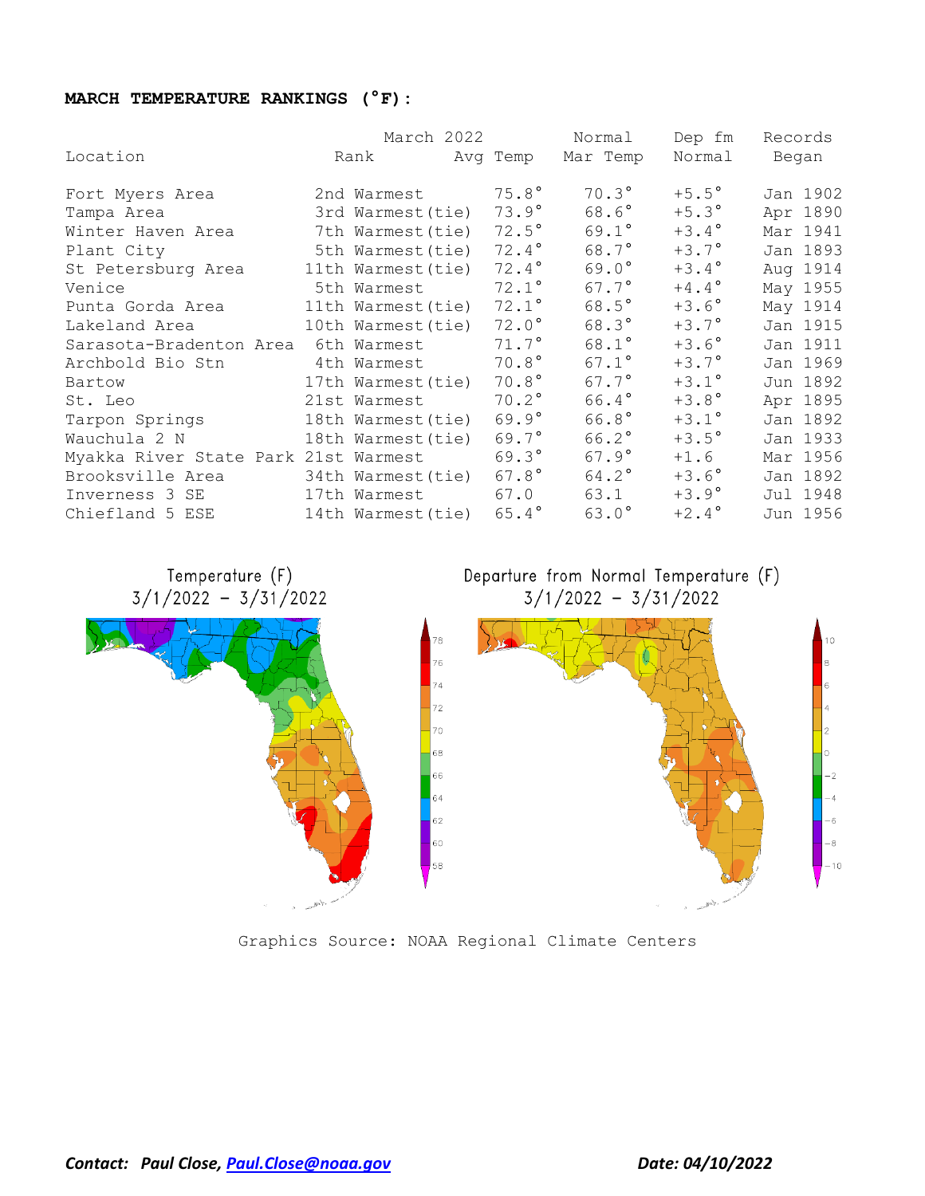**MARCH TEMPERATURE RANKINGS (°F):**

| Location | March 2022 Rank | Avg Temp | Normal Mar Temp | Dep fm Normal | Records Began |
|---|---|---|---|---|---|
| Fort Myers Area | 2nd Warmest | 75.8° | 70.3° | +5.5° | Jan 1902 |
| Tampa Area | 3rd Warmest(tie) | 73.9° | 68.6° | +5.3° | Apr 1890 |
| Winter Haven Area | 7th Warmest(tie) | 72.5° | 69.1° | +3.4° | Mar 1941 |
| Plant City | 5th Warmest(tie) | 72.4° | 68.7° | +3.7° | Jan 1893 |
| St Petersburg Area | 11th Warmest(tie) | 72.4° | 69.0° | +3.4° | Aug 1914 |
| Venice | 5th Warmest | 72.1° | 67.7° | +4.4° | May 1955 |
| Punta Gorda Area | 11th Warmest(tie) | 72.1° | 68.5° | +3.6° | May 1914 |
| Lakeland Area | 10th Warmest(tie) | 72.0° | 68.3° | +3.7° | Jan 1915 |
| Sarasota-Bradenton Area | 6th Warmest | 71.7° | 68.1° | +3.6° | Jan 1911 |
| Archbold Bio Stn | 4th Warmest | 70.8° | 67.1° | +3.7° | Jan 1969 |
| Bartow | 17th Warmest(tie) | 70.8° | 67.7° | +3.1° | Jun 1892 |
| St. Leo | 21st Warmest | 70.2° | 66.4° | +3.8° | Apr 1895 |
| Tarpon Springs | 18th Warmest(tie) | 69.9° | 66.8° | +3.1° | Jan 1892 |
| Wauchula 2 N | 18th Warmest(tie) | 69.7° | 66.2° | +3.5° | Jan 1933 |
| Myakka River State Park | 21st Warmest | 69.3° | 67.9° | +1.6 | Mar 1956 |
| Brooksville Area | 34th Warmest(tie) | 67.8° | 64.2° | +3.6° | Jan 1892 |
| Inverness 3 SE | 17th Warmest | 67.0 | 63.1 | +3.9° | Jul 1948 |
| Chiefland 5 ESE | 14th Warmest(tie) | 65.4° | 63.0° | +2.4° | Jun 1956 |

Temperature (F)
3/1/2022 – 3/31/2022

Departure from Normal Temperature (F)
3/1/2022 – 3/31/2022

Graphics Source: NOAA Regional Climate Centers

*Contact: Paul Close, [Paul.Close@noaa.gov](mailto:Paul.Close@noaa.gov)* *Date: 04/10/2022*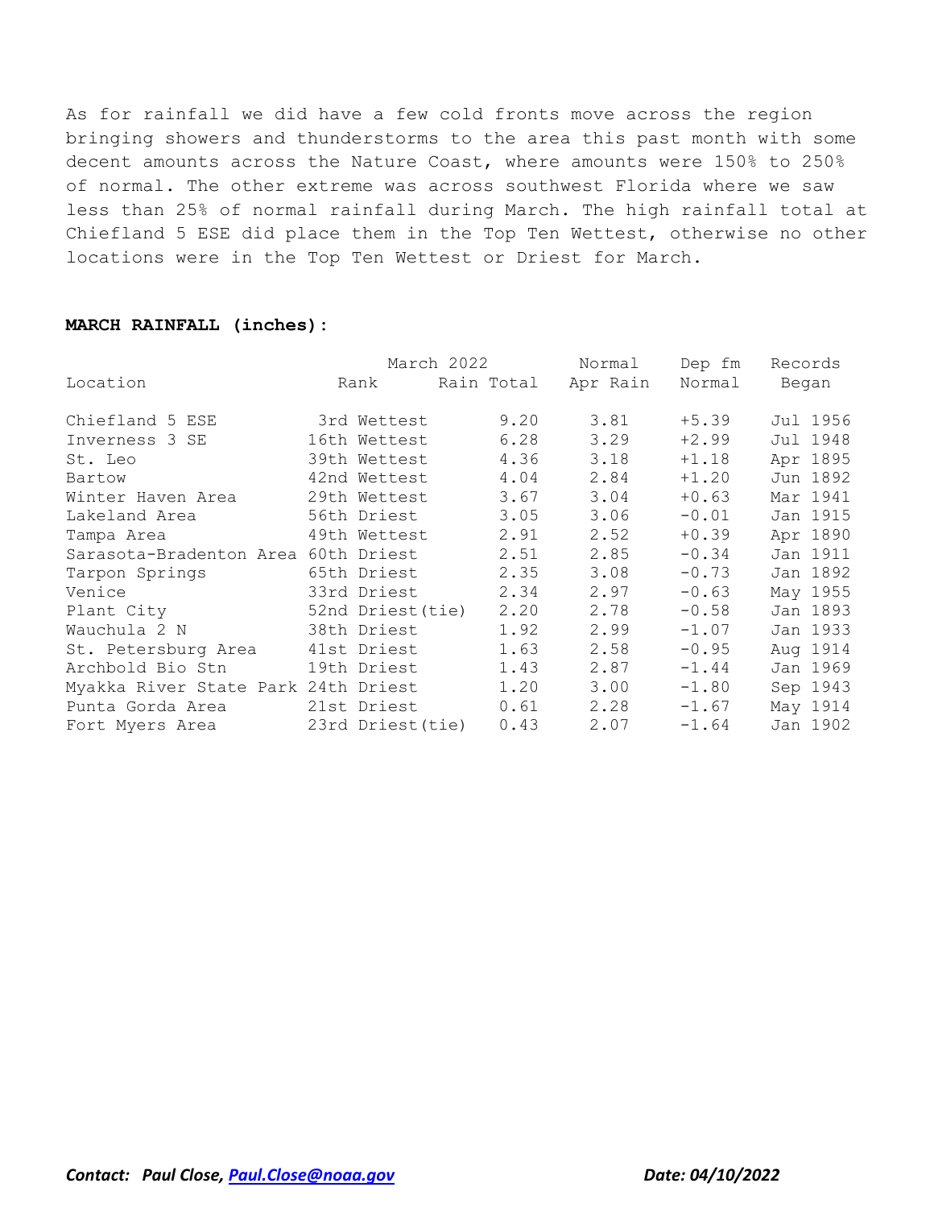As for rainfall we did have a few cold fronts move across the region bringing showers and thunderstorms to the area this past month with some decent amounts across the Nature Coast, where amounts were 150% to 250% of normal. The other extreme was across southwest Florida where we saw less than 25% of normal rainfall during March. The high rainfall total at Chiefland 5 ESE did place them in the Top Ten Wettest, otherwise no other locations were in the Top Ten Wettest or Driest for March.

**MARCH RAINFALL (inches):**

| Location | March 2022 Rank | March 2022 Rain Total | Normal Apr Rain | Dep fm Normal | Records Began |
|---|---|---|---|---|---|
| Chiefland 5 ESE | 3rd Wettest | 9.20 | 3.81 | +5.39 | Jul 1956 |
| Inverness 3 SE | 16th Wettest | 6.28 | 3.29 | +2.99 | Jul 1948 |
| St. Leo | 39th Wettest | 4.36 | 3.18 | +1.18 | Apr 1895 |
| Bartow | 42nd Wettest | 4.04 | 2.84 | +1.20 | Jun 1892 |
| Winter Haven Area | 29th Wettest | 3.67 | 3.04 | +0.63 | Mar 1941 |
| Lakeland Area | 56th Driest | 3.05 | 3.06 | -0.01 | Jan 1915 |
| Tampa Area | 49th Wettest | 2.91 | 2.52 | +0.39 | Apr 1890 |
| Sarasota-Bradenton Area | 60th Driest | 2.51 | 2.85 | -0.34 | Jan 1911 |
| Tarpon Springs | 65th Driest | 2.35 | 3.08 | -0.73 | Jan 1892 |
| Venice | 33rd Driest | 2.34 | 2.97 | -0.63 | May 1955 |
| Plant City | 52nd Driest(tie) | 2.20 | 2.78 | -0.58 | Jan 1893 |
| Wauchula 2 N | 38th Driest | 1.92 | 2.99 | -1.07 | Jan 1933 |
| St. Petersburg Area | 41st Driest | 1.63 | 2.58 | -0.95 | Aug 1914 |
| Archbold Bio Stn | 19th Driest | 1.43 | 2.87 | -1.44 | Jan 1969 |
| Myakka River State Park | 24th Driest | 1.20 | 3.00 | -1.80 | Sep 1943 |
| Punta Gorda Area | 21st Driest | 0.61 | 2.28 | -1.67 | May 1914 |
| Fort Myers Area | 23rd Driest(tie) | 0.43 | 2.07 | -1.64 | Jan 1902 |

***Contact: Paul Close, [Paul.Close@noaa.gov](mailto:Paul.Close@noaa.gov)*** ***Date: 04/10/2022***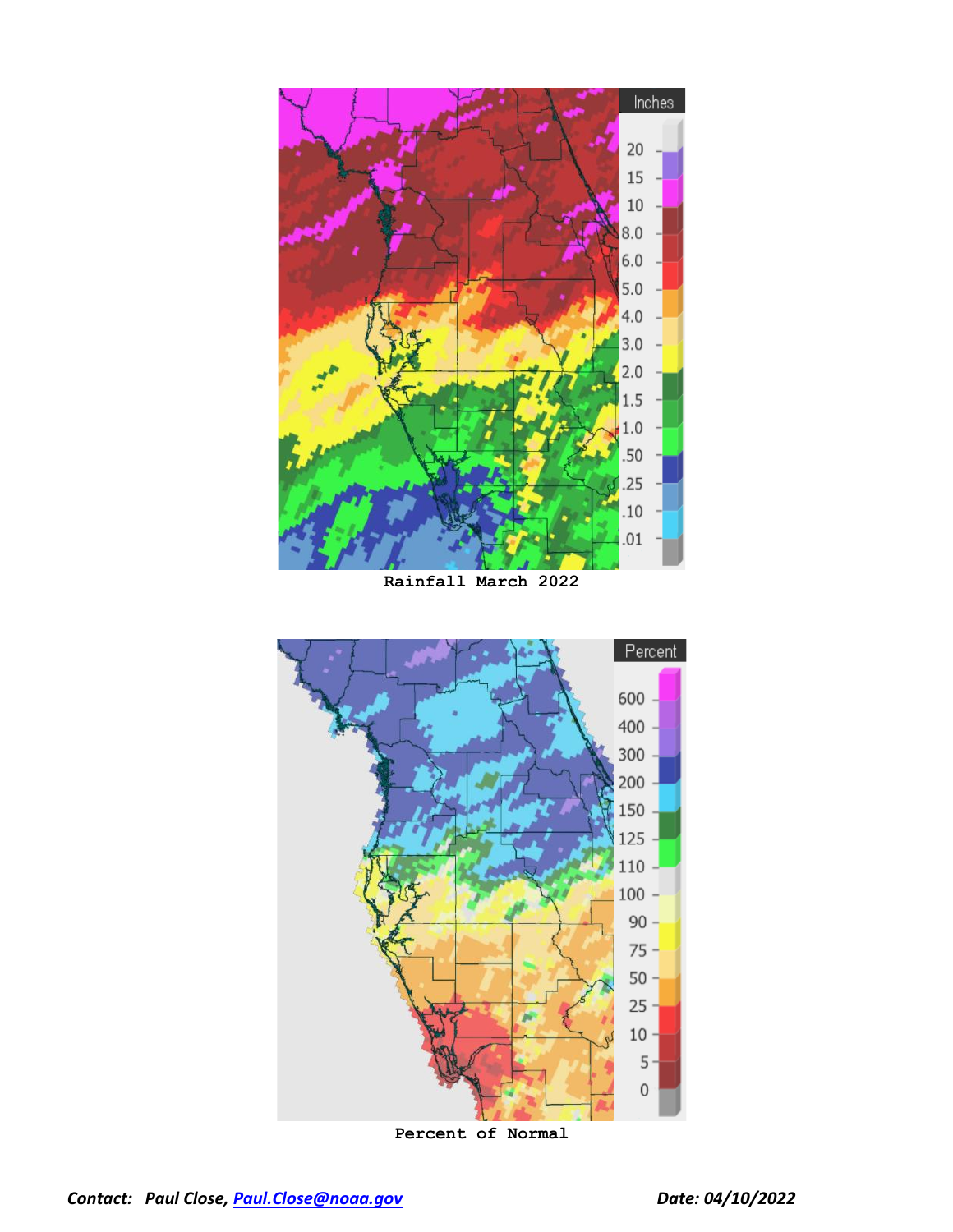Rainfall March 2022

Percent of Normal

*Contact: Paul Close, [Paul.Close@noaa.gov](mailto:Paul.Close@noaa.gov)* *Date: 04/10/2022*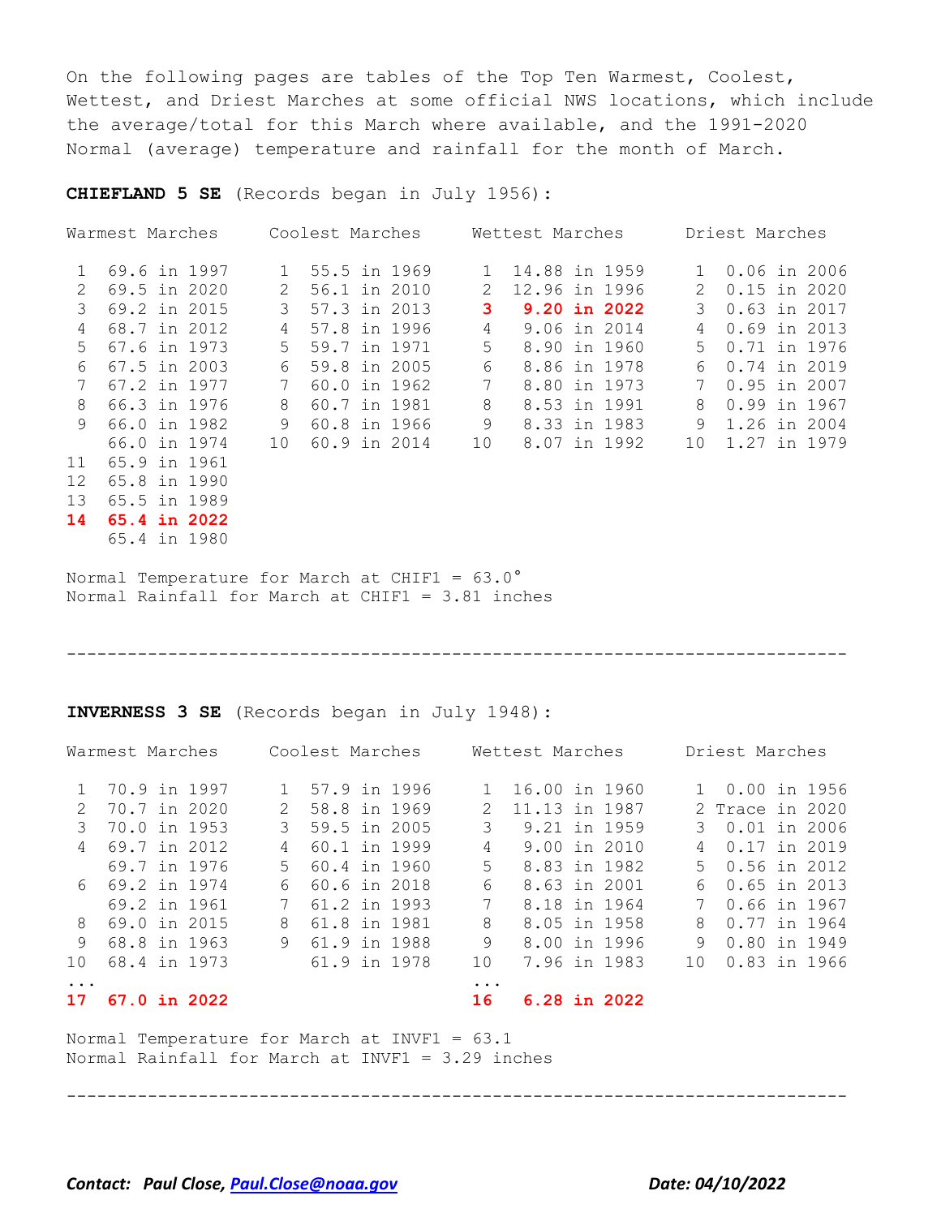On the following pages are tables of the Top Ten Warmest, Coolest, Wettest, and Driest Marches at some official NWS locations, which include the average/total for this March where available, and the 1991-2020 Normal (average) temperature and rainfall for the month of March.

**CHIEFLAND 5 SE** (Records began in July 1956):

| Rank | Warmest Marches | Rank | Coolest Marches | Rank | Wettest Marches | Rank | Driest Marches |
|---|---|---|---|---|---|---|---|
| 1 | 69.6 in 1997 | 1 | 55.5 in 1969 | 1 | 14.88 in 1959 | 1 | 0.06 in 2006 |
| 2 | 69.5 in 2020 | 2 | 56.1 in 2010 | 2 | 12.96 in 1996 | 2 | 0.15 in 2020 |
| 3 | 69.2 in 2015 | 3 | 57.3 in 2013 | **3** | **9.20 in 2022** | 3 | 0.63 in 2017 |
| 4 | 68.7 in 2012 | 4 | 57.8 in 1996 | 4 | 9.06 in 2014 | 4 | 0.69 in 2013 |
| 5 | 67.6 in 1973 | 5 | 59.7 in 1971 | 5 | 8.90 in 1960 | 5 | 0.71 in 1976 |
| 6 | 67.5 in 2003 | 6 | 59.8 in 2005 | 6 | 8.86 in 1978 | 6 | 0.74 in 2019 |
| 7 | 67.2 in 1977 | 7 | 60.0 in 1962 | 7 | 8.80 in 1973 | 7 | 0.95 in 2007 |
| 8 | 66.3 in 1976 | 8 | 60.7 in 1981 | 8 | 8.53 in 1991 | 8 | 0.99 in 1967 |
| 9 | 66.0 in 1982 | 9 | 60.8 in 1966 | 9 | 8.33 in 1983 | 9 | 1.26 in 2004 |
| | 66.0 in 1974 | 10 | 60.9 in 2014 | 10 | 8.07 in 1992 | 10 | 1.27 in 1979 |
| 11 | 65.9 in 1961 | | | | | | |
| 12 | 65.8 in 1990 | | | | | | |
| 13 | 65.5 in 1989 | | | | | | |
| **14** | **65.4 in 2022** | | | | | | |
| | 65.4 in 1980 | | | | | | |

Normal Temperature for March at CHIF1 = 63.0°
Normal Rainfall for March at CHIF1 = 3.81 inches

---

**INVERNESS 3 SE** (Records began in July 1948):

| Rank | Warmest Marches | Rank | Coolest Marches | Rank | Wettest Marches | Rank | Driest Marches |
|---|---|---|---|---|---|---|---|
| 1 | 70.9 in 1997 | 1 | 57.9 in 1996 | 1 | 16.00 in 1960 | 1 | 0.00 in 1956 |
| 2 | 70.7 in 2020 | 2 | 58.8 in 1969 | 2 | 11.13 in 1987 | 2 | Trace in 2020 |
| 3 | 70.0 in 1953 | 3 | 59.5 in 2005 | 3 | 9.21 in 1959 | 3 | 0.01 in 2006 |
| 4 | 69.7 in 2012 | 4 | 60.1 in 1999 | 4 | 9.00 in 2010 | 4 | 0.17 in 2019 |
| | 69.7 in 1976 | 5 | 60.4 in 1960 | 5 | 8.83 in 1982 | 5 | 0.56 in 2012 |
| 6 | 69.2 in 1974 | 6 | 60.6 in 2018 | 6 | 8.63 in 2001 | 6 | 0.65 in 2013 |
| | 69.2 in 1961 | 7 | 61.2 in 1993 | 7 | 8.18 in 1964 | 7 | 0.66 in 1967 |
| 8 | 69.0 in 2015 | 8 | 61.8 in 1981 | 8 | 8.05 in 1958 | 8 | 0.77 in 1964 |
| 9 | 68.8 in 1963 | 9 | 61.9 in 1988 | 9 | 8.00 in 1996 | 9 | 0.80 in 1949 |
| 10 | 68.4 in 1973 | | 61.9 in 1978 | 10 | 7.96 in 1983 | 10 | 0.83 in 1966 |
| ... | | | | ... | | | |
| **17** | **67.0 in 2022** | | | **16** | **6.28 in 2022** | | |

Normal Temperature for March at INVF1 = 63.1
Normal Rainfall for March at INVF1 = 3.29 inches

---

***Contact: Paul Close, [Paul.Close@noaa.gov](mailto:Paul.Close@noaa.gov)*** ***Date: 04/10/2022***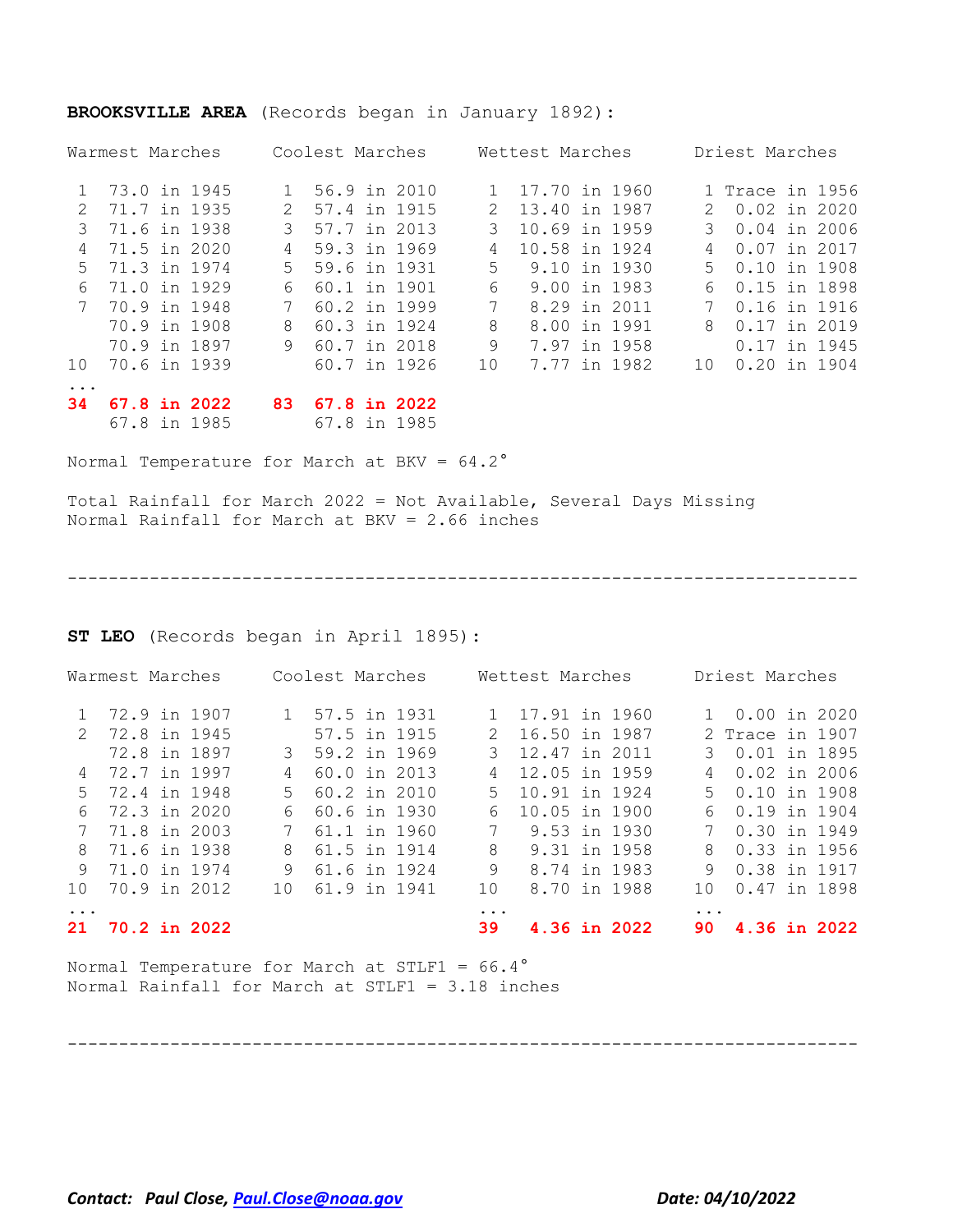**BROOKSVILLE AREA** (Records began in January 1892):

| Warmest Marches | | Coolest Marches | | Wettest Marches | | Driest Marches | |
|---|---|---|---|---|---|---|---|
| 1 | 73.0 in 1945 | 1 | 56.9 in 2010 | 1 | 17.70 in 1960 | 1 | Trace in 1956 |
| 2 | 71.7 in 1935 | 2 | 57.4 in 1915 | 2 | 13.40 in 1987 | 2 | 0.02 in 2020 |
| 3 | 71.6 in 1938 | 3 | 57.7 in 2013 | 3 | 10.69 in 1959 | 3 | 0.04 in 2006 |
| 4 | 71.5 in 2020 | 4 | 59.3 in 1969 | 4 | 10.58 in 1924 | 4 | 0.07 in 2017 |
| 5 | 71.3 in 1974 | 5 | 59.6 in 1931 | 5 | 9.10 in 1930 | 5 | 0.10 in 1908 |
| 6 | 71.0 in 1929 | 6 | 60.1 in 1901 | 6 | 9.00 in 1983 | 6 | 0.15 in 1898 |
| 7 | 70.9 in 1948 | 7 | 60.2 in 1999 | 7 | 8.29 in 2011 | 7 | 0.16 in 1916 |
| | 70.9 in 1908 | 8 | 60.3 in 1924 | 8 | 8.00 in 1991 | 8 | 0.17 in 2019 |
| | 70.9 in 1897 | 9 | 60.7 in 2018 | 9 | 7.97 in 1958 | | 0.17 in 1945 |
| 10 | 70.6 in 1939 | | 60.7 in 1926 | 10 | 7.77 in 1982 | 10 | 0.20 in 1904 |
| ... | | | | | | | |
| **34** | **67.8 in 2022** | **83** | **67.8 in 2022** | | | | |
| | 67.8 in 1985 | | 67.8 in 1985 | | | | |

Normal Temperature for March at BKV = 64.2°

Total Rainfall for March 2022 = Not Available, Several Days Missing
Normal Rainfall for March at BKV = 2.66 inches

---

**ST LEO** (Records began in April 1895):

| Warmest Marches | | Coolest Marches | | Wettest Marches | | Driest Marches | |
|---|---|---|---|---|---|---|---|
| 1 | 72.9 in 1907 | 1 | 57.5 in 1931 | 1 | 17.91 in 1960 | 1 | 0.00 in 2020 |
| 2 | 72.8 in 1945 | | 57.5 in 1915 | 2 | 16.50 in 1987 | 2 | Trace in 1907 |
| | 72.8 in 1897 | 3 | 59.2 in 1969 | 3 | 12.47 in 2011 | 3 | 0.01 in 1895 |
| 4 | 72.7 in 1997 | 4 | 60.0 in 2013 | 4 | 12.05 in 1959 | 4 | 0.02 in 2006 |
| 5 | 72.4 in 1948 | 5 | 60.2 in 2010 | 5 | 10.91 in 1924 | 5 | 0.10 in 1908 |
| 6 | 72.3 in 2020 | 6 | 60.6 in 1930 | 6 | 10.05 in 1900 | 6 | 0.19 in 1904 |
| 7 | 71.8 in 2003 | 7 | 61.1 in 1960 | 7 | 9.53 in 1930 | 7 | 0.30 in 1949 |
| 8 | 71.6 in 1938 | 8 | 61.5 in 1914 | 8 | 9.31 in 1958 | 8 | 0.33 in 1956 |
| 9 | 71.0 in 1974 | 9 | 61.6 in 1924 | 9 | 8.74 in 1983 | 9 | 0.38 in 1917 |
| 10 | 70.9 in 2012 | 10 | 61.9 in 1941 | 10 | 8.70 in 1988 | 10 | 0.47 in 1898 |
| ... | | | | ... | | ... | |
| **21** | **70.2 in 2022** | | | **39** | **4.36 in 2022** | **90** | **4.36 in 2022** |

Normal Temperature for March at STLF1 = 66.4°
Normal Rainfall for March at STLF1 = 3.18 inches

---

*Contact: Paul Close, [Paul.Close@noaa.gov](mailto:Paul.Close@noaa.gov)* *Date: 04/10/2022*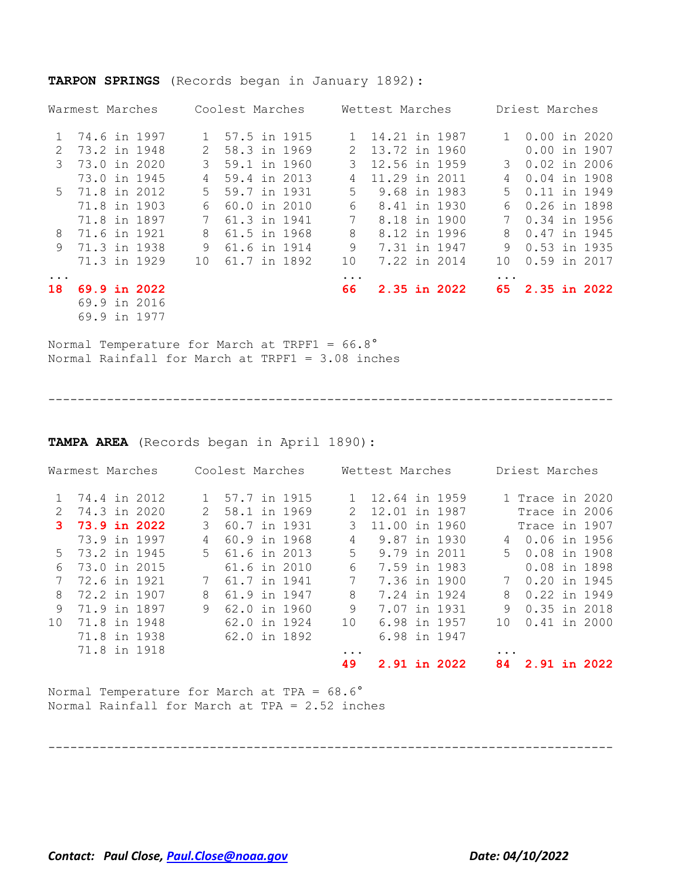**TARPON SPRINGS** (Records began in January 1892):

| Warmest Marches | | Coolest Marches | | Wettest Marches | | Driest Marches | |
|---|---|---|---|---|---|---|---|
| 1 | 74.6 in 1997 | 1 | 57.5 in 1915 | 1 | 14.21 in 1987 | 1 | 0.00 in 2020 |
| 2 | 73.2 in 1948 | 2 | 58.3 in 1969 | 2 | 13.72 in 1960 | | 0.00 in 1907 |
| 3 | 73.0 in 2020 | 3 | 59.1 in 1960 | 3 | 12.56 in 1959 | 3 | 0.02 in 2006 |
| | 73.0 in 1945 | 4 | 59.4 in 2013 | 4 | 11.29 in 2011 | 4 | 0.04 in 1908 |
| 5 | 71.8 in 2012 | 5 | 59.7 in 1931 | 5 | 9.68 in 1983 | 5 | 0.11 in 1949 |
| | 71.8 in 1903 | 6 | 60.0 in 2010 | 6 | 8.41 in 1930 | 6 | 0.26 in 1898 |
| | 71.8 in 1897 | 7 | 61.3 in 1941 | 7 | 8.18 in 1900 | 7 | 0.34 in 1956 |
| 8 | 71.6 in 1921 | 8 | 61.5 in 1968 | 8 | 8.12 in 1996 | 8 | 0.47 in 1945 |
| 9 | 71.3 in 1938 | 9 | 61.6 in 1914 | 9 | 7.31 in 1947 | 9 | 0.53 in 1935 |
| | 71.3 in 1929 | 10 | 61.7 in 1892 | 10 | 7.22 in 2014 | 10 | 0.59 in 2017 |
| ... | | | | ... | | ... | |
| **18** | **69.9 in 2022** | | | **66** | **2.35 in 2022** | **65** | **2.35 in 2022** |
| | 69.9 in 2016 | | | | | | |
| | 69.9 in 1977 | | | | | | |

Normal Temperature for March at TRPF1 = 66.8°
Normal Rainfall for March at TRPF1 = 3.08 inches

---

**TAMPA AREA** (Records began in April 1890):

| Warmest Marches | | Coolest Marches | | Wettest Marches | | Driest Marches | |
|---|---|---|---|---|---|---|---|
| 1 | 74.4 in 2012 | 1 | 57.7 in 1915 | 1 | 12.64 in 1959 | 1 | Trace in 2020 |
| 2 | 74.3 in 2020 | 2 | 58.1 in 1969 | 2 | 12.01 in 1987 | | Trace in 2006 |
| **3** | **73.9 in 2022** | 3 | 60.7 in 1931 | 3 | 11.00 in 1960 | | Trace in 1907 |
| | 73.9 in 1997 | 4 | 60.9 in 1968 | 4 | 9.87 in 1930 | 4 | 0.06 in 1956 |
| 5 | 73.2 in 1945 | 5 | 61.6 in 2013 | 5 | 9.79 in 2011 | 5 | 0.08 in 1908 |
| 6 | 73.0 in 2015 | | 61.6 in 2010 | 6 | 7.59 in 1983 | | 0.08 in 1898 |
| 7 | 72.6 in 1921 | 7 | 61.7 in 1941 | 7 | 7.36 in 1900 | 7 | 0.20 in 1945 |
| 8 | 72.2 in 1907 | 8 | 61.9 in 1947 | 8 | 7.24 in 1924 | 8 | 0.22 in 1949 |
| 9 | 71.9 in 1897 | 9 | 62.0 in 1960 | 9 | 7.07 in 1931 | 9 | 0.35 in 2018 |
| 10 | 71.8 in 1948 | | 62.0 in 1924 | 10 | 6.98 in 1957 | 10 | 0.41 in 2000 |
| | 71.8 in 1938 | | 62.0 in 1892 | | 6.98 in 1947 | | |
| | 71.8 in 1918 | | | ... | | ... | |
| | | | | **49** | **2.91 in 2022** | **84** | **2.91 in 2022** |

Normal Temperature for March at TPA = 68.6°
Normal Rainfall for March at TPA = 2.52 inches

---

***Contact: Paul Close, [Paul.Close@noaa.gov](mailto:Paul.Close@noaa.gov)*** ***Date: 04/10/2022***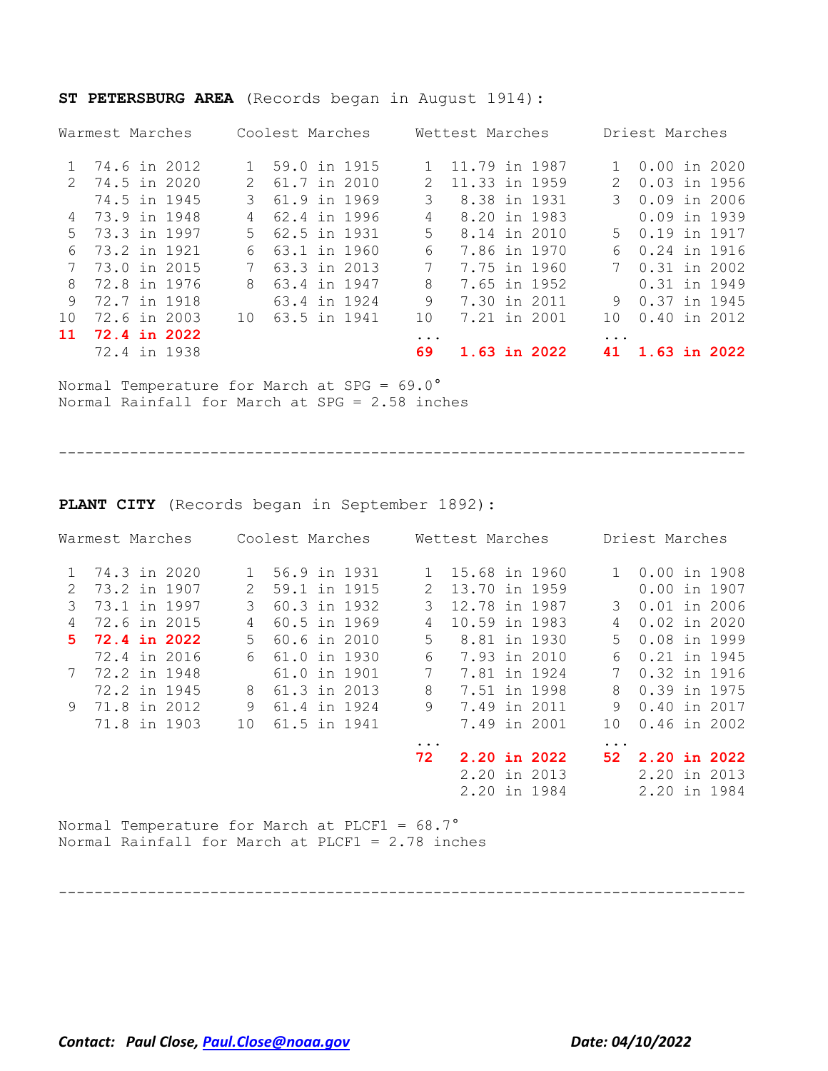**ST PETERSBURG AREA** (Records began in August 1914):

| Warmest Marches | | Coolest Marches | | Wettest Marches | | Driest Marches | |
|---|---|---|---|---|---|---|---|
| 1 | 74.6 in 2012 | 1 | 59.0 in 1915 | 1 | 11.79 in 1987 | 1 | 0.00 in 2020 |
| 2 | 74.5 in 2020 | 2 | 61.7 in 2010 | 2 | 11.33 in 1959 | 2 | 0.03 in 1956 |
| | 74.5 in 1945 | 3 | 61.9 in 1969 | 3 | 8.38 in 1931 | 3 | 0.09 in 2006 |
| 4 | 73.9 in 1948 | 4 | 62.4 in 1996 | 4 | 8.20 in 1983 | | 0.09 in 1939 |
| 5 | 73.3 in 1997 | 5 | 62.5 in 1931 | 5 | 8.14 in 2010 | 5 | 0.19 in 1917 |
| 6 | 73.2 in 1921 | 6 | 63.1 in 1960 | 6 | 7.86 in 1970 | 6 | 0.24 in 1916 |
| 7 | 73.0 in 2015 | 7 | 63.3 in 2013 | 7 | 7.75 in 1960 | 7 | 0.31 in 2002 |
| 8 | 72.8 in 1976 | 8 | 63.4 in 1947 | 8 | 7.65 in 1952 | | 0.31 in 1949 |
| 9 | 72.7 in 1918 | | 63.4 in 1924 | 9 | 7.30 in 2011 | 9 | 0.37 in 1945 |
| 10 | 72.6 in 2003 | 10 | 63.5 in 1941 | 10 | 7.21 in 2001 | 10 | 0.40 in 2012 |
| **11** | **72.4 in 2022** | | | ... | | ... | |
| | 72.4 in 1938 | | | **69** | **1.63 in 2022** | **41** | **1.63 in 2022** |

Normal Temperature for March at SPG = 69.0°
Normal Rainfall for March at SPG = 2.58 inches

---

**PLANT CITY** (Records began in September 1892):

| Warmest Marches | | Coolest Marches | | Wettest Marches | | Driest Marches | |
|---|---|---|---|---|---|---|---|
| 1 | 74.3 in 2020 | 1 | 56.9 in 1931 | 1 | 15.68 in 1960 | 1 | 0.00 in 1908 |
| 2 | 73.2 in 1907 | 2 | 59.1 in 1915 | 2 | 13.70 in 1959 | | 0.00 in 1907 |
| 3 | 73.1 in 1997 | 3 | 60.3 in 1932 | 3 | 12.78 in 1987 | 3 | 0.01 in 2006 |
| 4 | 72.6 in 2015 | 4 | 60.5 in 1969 | 4 | 10.59 in 1983 | 4 | 0.02 in 2020 |
| **5** | **72.4 in 2022** | 5 | 60.6 in 2010 | 5 | 8.81 in 1930 | 5 | 0.08 in 1999 |
| | 72.4 in 2016 | 6 | 61.0 in 1930 | 6 | 7.93 in 2010 | 6 | 0.21 in 1945 |
| 7 | 72.2 in 1948 | | 61.0 in 1901 | 7 | 7.81 in 1924 | 7 | 0.32 in 1916 |
| | 72.2 in 1945 | 8 | 61.3 in 2013 | 8 | 7.51 in 1998 | 8 | 0.39 in 1975 |
| 9 | 71.8 in 2012 | 9 | 61.4 in 1924 | 9 | 7.49 in 2011 | 9 | 0.40 in 2017 |
| | 71.8 in 1903 | 10 | 61.5 in 1941 | | 7.49 in 2001 | 10 | 0.46 in 2002 |
| | | | | ... | | ... | |
| | | | | **72** | **2.20 in 2022** | **52** | **2.20 in 2022** |
| | | | | | 2.20 in 2013 | | 2.20 in 2013 |
| | | | | | 2.20 in 1984 | | 2.20 in 1984 |

Normal Temperature for March at PLCF1 = 68.7°
Normal Rainfall for March at PLCF1 = 2.78 inches

---

***Contact: Paul Close, Paul.Close@noaa.gov*** ***Date: 04/10/2022***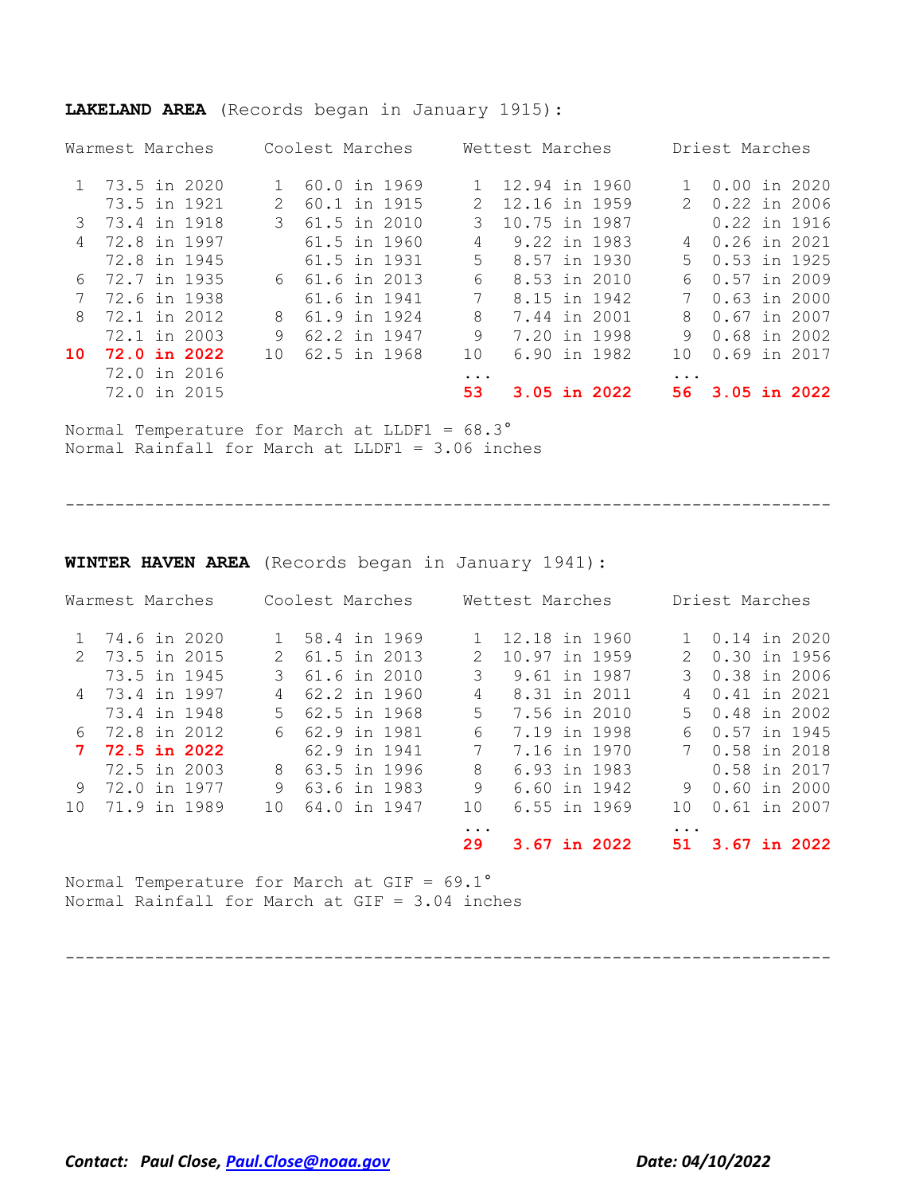**LAKELAND AREA** (Records began in January 1915):

| Warmest Marches | | Coolest Marches | | Wettest Marches | | Driest Marches | |
|---|---|---|---|---|---|---|---|
| 1 | 73.5 in 2020 | 1 | 60.0 in 1969 | 1 | 12.94 in 1960 | 1 | 0.00 in 2020 |
| | 73.5 in 1921 | 2 | 60.1 in 1915 | 2 | 12.16 in 1959 | 2 | 0.22 in 2006 |
| 3 | 73.4 in 1918 | 3 | 61.5 in 2010 | 3 | 10.75 in 1987 | | 0.22 in 1916 |
| 4 | 72.8 in 1997 | | 61.5 in 1960 | 4 | 9.22 in 1983 | 4 | 0.26 in 2021 |
| | 72.8 in 1945 | | 61.5 in 1931 | 5 | 8.57 in 1930 | 5 | 0.53 in 1925 |
| 6 | 72.7 in 1935 | 6 | 61.6 in 2013 | 6 | 8.53 in 2010 | 6 | 0.57 in 2009 |
| 7 | 72.6 in 1938 | | 61.6 in 1941 | 7 | 8.15 in 1942 | 7 | 0.63 in 2000 |
| 8 | 72.1 in 2012 | 8 | 61.9 in 1924 | 8 | 7.44 in 2001 | 8 | 0.67 in 2007 |
| | 72.1 in 2003 | 9 | 62.2 in 1947 | 9 | 7.20 in 1998 | 9 | 0.68 in 2002 |
| **10** | **72.0 in 2022** | 10 | 62.5 in 1968 | 10 | 6.90 in 1982 | 10 | 0.69 in 2017 |
| | 72.0 in 2016 | | | ... | | ... | |
| | 72.0 in 2015 | | | **53** | **3.05 in 2022** | **56** | **3.05 in 2022** |

Normal Temperature for March at LLDF1 = 68.3°
Normal Rainfall for March at LLDF1 = 3.06 inches

---

**WINTER HAVEN AREA** (Records began in January 1941):

| Warmest Marches | | Coolest Marches | | Wettest Marches | | Driest Marches | |
|---|---|---|---|---|---|---|---|
| 1 | 74.6 in 2020 | 1 | 58.4 in 1969 | 1 | 12.18 in 1960 | 1 | 0.14 in 2020 |
| 2 | 73.5 in 2015 | 2 | 61.5 in 2013 | 2 | 10.97 in 1959 | 2 | 0.30 in 1956 |
| | 73.5 in 1945 | 3 | 61.6 in 2010 | 3 | 9.61 in 1987 | 3 | 0.38 in 2006 |
| 4 | 73.4 in 1997 | 4 | 62.2 in 1960 | 4 | 8.31 in 2011 | 4 | 0.41 in 2021 |
| | 73.4 in 1948 | 5 | 62.5 in 1968 | 5 | 7.56 in 2010 | 5 | 0.48 in 2002 |
| 6 | 72.8 in 2012 | 6 | 62.9 in 1981 | 6 | 7.19 in 1998 | 6 | 0.57 in 1945 |
| **7** | **72.5 in 2022** | | 62.9 in 1941 | 7 | 7.16 in 1970 | 7 | 0.58 in 2018 |
| | 72.5 in 2003 | 8 | 63.5 in 1996 | 8 | 6.93 in 1983 | | 0.58 in 2017 |
| 9 | 72.0 in 1977 | 9 | 63.6 in 1983 | 9 | 6.60 in 1942 | 9 | 0.60 in 2000 |
| 10 | 71.9 in 1989 | 10 | 64.0 in 1947 | 10 | 6.55 in 1969 | 10 | 0.61 in 2007 |
| | | | | ... | | ... | |
| | | | | **29** | **3.67 in 2022** | **51** | **3.67 in 2022** |

Normal Temperature for March at GIF = 69.1°
Normal Rainfall for March at GIF = 3.04 inches

---

*Contact: Paul Close, Paul.Close@noaa.gov* *Date: 04/10/2022*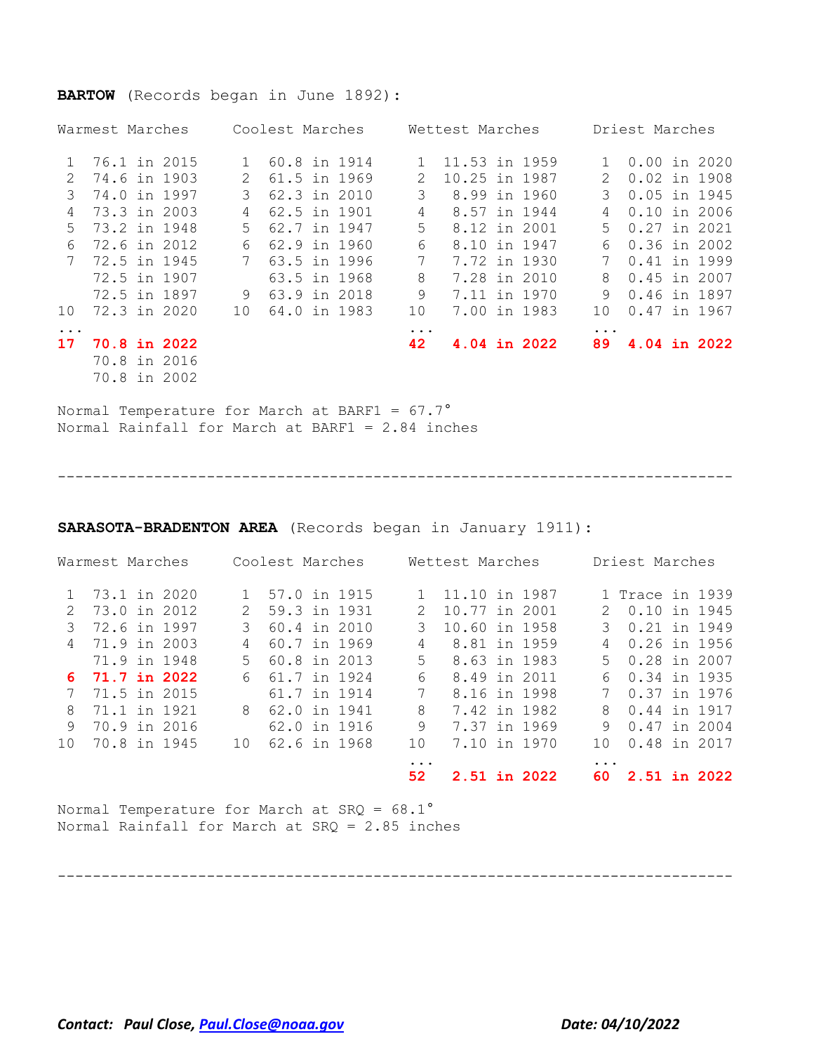**BARTOW** (Records began in June 1892):

| Rank | Warmest Marches | Rank | Coolest Marches | Rank | Wettest Marches | Rank | Driest Marches |
|---|---|---|---|---|---|---|---|
| 1 | 76.1 in 2015 | 1 | 60.8 in 1914 | 1 | 11.53 in 1959 | 1 | 0.00 in 2020 |
| 2 | 74.6 in 1903 | 2 | 61.5 in 1969 | 2 | 10.25 in 1987 | 2 | 0.02 in 1908 |
| 3 | 74.0 in 1997 | 3 | 62.3 in 2010 | 3 | 8.99 in 1960 | 3 | 0.05 in 1945 |
| 4 | 73.3 in 2003 | 4 | 62.5 in 1901 | 4 | 8.57 in 1944 | 4 | 0.10 in 2006 |
| 5 | 73.2 in 1948 | 5 | 62.7 in 1947 | 5 | 8.12 in 2001 | 5 | 0.27 in 2021 |
| 6 | 72.6 in 2012 | 6 | 62.9 in 1960 | 6 | 8.10 in 1947 | 6 | 0.36 in 2002 |
| 7 | 72.5 in 1945 | 7 | 63.5 in 1996 | 7 | 7.72 in 1930 | 7 | 0.41 in 1999 |
| | 72.5 in 1907 | | 63.5 in 1968 | 8 | 7.28 in 2010 | 8 | 0.45 in 2007 |
| | 72.5 in 1897 | 9 | 63.9 in 2018 | 9 | 7.11 in 1970 | 9 | 0.46 in 1897 |
| 10 | 72.3 in 2020 | 10 | 64.0 in 1983 | 10 | 7.00 in 1983 | 10 | 0.47 in 1967 |
| ... | | | | ... | | ... | |
| **17** | **70.8 in 2022** | | | **42** | **4.04 in 2022** | **89** | **4.04 in 2022** |
| | 70.8 in 2016 | | | | | | |
| | 70.8 in 2002 | | | | | | |

Normal Temperature for March at BARF1 = 67.7°
Normal Rainfall for March at BARF1 = 2.84 inches

---

**SARASOTA-BRADENTON AREA** (Records began in January 1911):

| Rank | Warmest Marches | Rank | Coolest Marches | Rank | Wettest Marches | Rank | Driest Marches |
|---|---|---|---|---|---|---|---|
| 1 | 73.1 in 2020 | 1 | 57.0 in 1915 | 1 | 11.10 in 1987 | 1 | Trace in 1939 |
| 2 | 73.0 in 2012 | 2 | 59.3 in 1931 | 2 | 10.77 in 2001 | 2 | 0.10 in 1945 |
| 3 | 72.6 in 1997 | 3 | 60.4 in 2010 | 3 | 10.60 in 1958 | 3 | 0.21 in 1949 |
| 4 | 71.9 in 2003 | 4 | 60.7 in 1969 | 4 | 8.81 in 1959 | 4 | 0.26 in 1956 |
| | 71.9 in 1948 | 5 | 60.8 in 2013 | 5 | 8.63 in 1983 | 5 | 0.28 in 2007 |
| **6** | **71.7 in 2022** | 6 | 61.7 in 1924 | 6 | 8.49 in 2011 | 6 | 0.34 in 1935 |
| 7 | 71.5 in 2015 | | 61.7 in 1914 | 7 | 8.16 in 1998 | 7 | 0.37 in 1976 |
| 8 | 71.1 in 1921 | 8 | 62.0 in 1941 | 8 | 7.42 in 1982 | 8 | 0.44 in 1917 |
| 9 | 70.9 in 2016 | | 62.0 in 1916 | 9 | 7.37 in 1969 | 9 | 0.47 in 2004 |
| 10 | 70.8 in 1945 | 10 | 62.6 in 1968 | 10 | 7.10 in 1970 | 10 | 0.48 in 2017 |
| | | | | ... | | ... | |
| | | | | **52** | **2.51 in 2022** | **60** | **2.51 in 2022** |

Normal Temperature for March at SRQ = 68.1°
Normal Rainfall for March at SRQ = 2.85 inches

---

***Contact: Paul Close, Paul.Close@noaa.gov*** ***Date: 04/10/2022***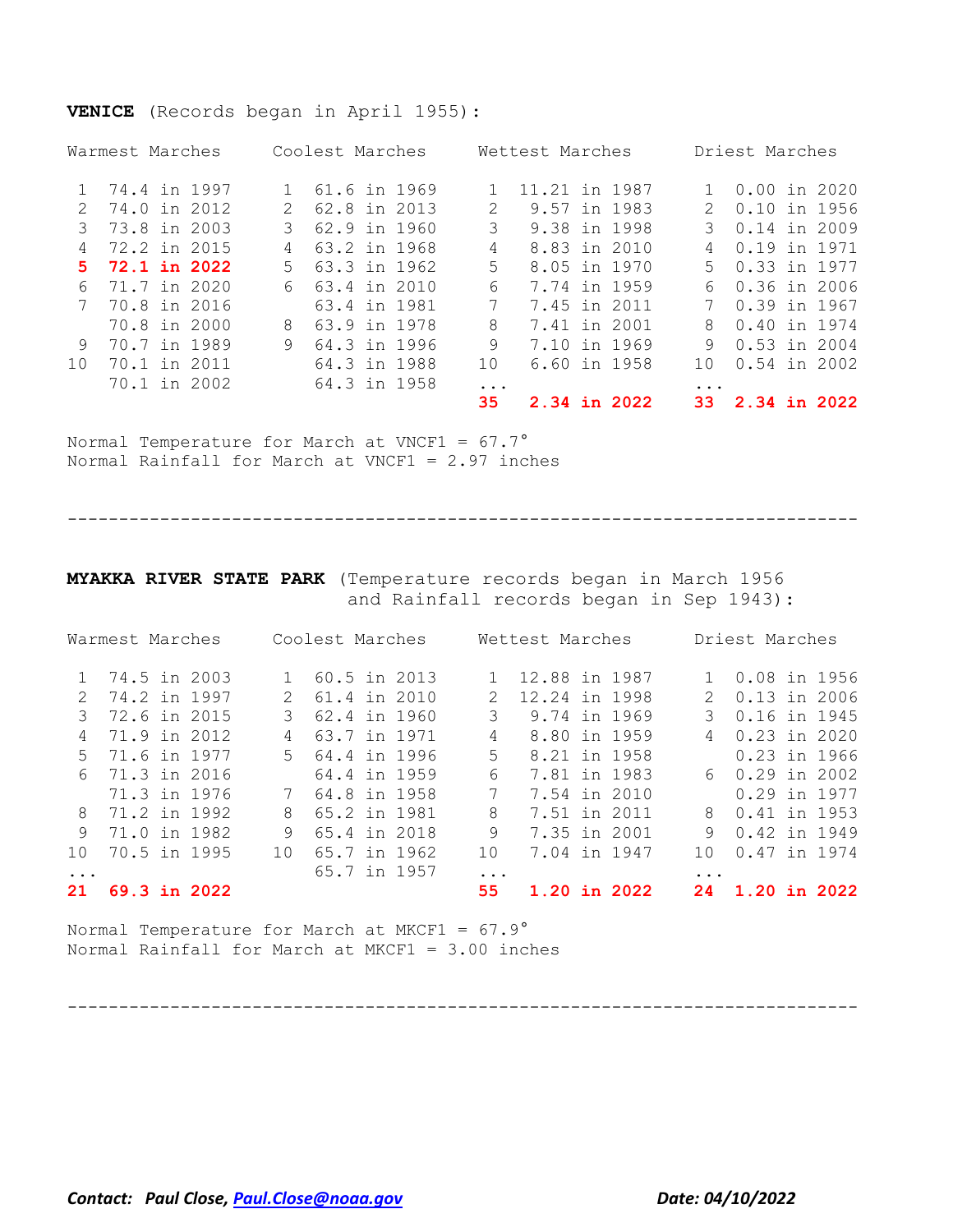**VENICE** (Records began in April 1955):

| Warmest Marches | | Coolest Marches | | Wettest Marches | | Driest Marches | |
|---|---|---|---|---|---|---|---|
| 1 | 74.4 in 1997 | 1 | 61.6 in 1969 | 1 | 11.21 in 1987 | 1 | 0.00 in 2020 |
| 2 | 74.0 in 2012 | 2 | 62.8 in 2013 | 2 | 9.57 in 1983 | 2 | 0.10 in 1956 |
| 3 | 73.8 in 2003 | 3 | 62.9 in 1960 | 3 | 9.38 in 1998 | 3 | 0.14 in 2009 |
| 4 | 72.2 in 2015 | 4 | 63.2 in 1968 | 4 | 8.83 in 2010 | 4 | 0.19 in 1971 |
| **5** | **72.1 in 2022** | 5 | 63.3 in 1962 | 5 | 8.05 in 1970 | 5 | 0.33 in 1977 |
| 6 | 71.7 in 2020 | 6 | 63.4 in 2010 | 6 | 7.74 in 1959 | 6 | 0.36 in 2006 |
| 7 | 70.8 in 2016 | | 63.4 in 1981 | 7 | 7.45 in 2011 | 7 | 0.39 in 1967 |
| | 70.8 in 2000 | 8 | 63.9 in 1978 | 8 | 7.41 in 2001 | 8 | 0.40 in 1974 |
| 9 | 70.7 in 1989 | 9 | 64.3 in 1996 | 9 | 7.10 in 1969 | 9 | 0.53 in 2004 |
| 10 | 70.1 in 2011 | | 64.3 in 1988 | 10 | 6.60 in 1958 | 10 | 0.54 in 2002 |
| | 70.1 in 2002 | | 64.3 in 1958 | ... | | ... | |
| | | | | **35** | **2.34 in 2022** | **33** | **2.34 in 2022** |

Normal Temperature for March at VNCF1 = 67.7°
Normal Rainfall for March at VNCF1 = 2.97 inches

---

**MYAKKA RIVER STATE PARK** (Temperature records began in March 1956 and Rainfall records began in Sep 1943):

| Warmest Marches | | Coolest Marches | | Wettest Marches | | Driest Marches | |
|---|---|---|---|---|---|---|---|
| 1 | 74.5 in 2003 | 1 | 60.5 in 2013 | 1 | 12.88 in 1987 | 1 | 0.08 in 1956 |
| 2 | 74.2 in 1997 | 2 | 61.4 in 2010 | 2 | 12.24 in 1998 | 2 | 0.13 in 2006 |
| 3 | 72.6 in 2015 | 3 | 62.4 in 1960 | 3 | 9.74 in 1969 | 3 | 0.16 in 1945 |
| 4 | 71.9 in 2012 | 4 | 63.7 in 1971 | 4 | 8.80 in 1959 | 4 | 0.23 in 2020 |
| 5 | 71.6 in 1977 | 5 | 64.4 in 1996 | 5 | 8.21 in 1958 | | 0.23 in 1966 |
| 6 | 71.3 in 2016 | | 64.4 in 1959 | 6 | 7.81 in 1983 | 6 | 0.29 in 2002 |
| | 71.3 in 1976 | 7 | 64.8 in 1958 | 7 | 7.54 in 2010 | | 0.29 in 1977 |
| 8 | 71.2 in 1992 | 8 | 65.2 in 1981 | 8 | 7.51 in 2011 | 8 | 0.41 in 1953 |
| 9 | 71.0 in 1982 | 9 | 65.4 in 2018 | 9 | 7.35 in 2001 | 9 | 0.42 in 1949 |
| 10 | 70.5 in 1995 | 10 | 65.7 in 1962 | 10 | 7.04 in 1947 | 10 | 0.47 in 1974 |
| ... | | | 65.7 in 1957 | ... | | ... | |
| **21** | **69.3 in 2022** | | | **55** | **1.20 in 2022** | **24** | **1.20 in 2022** |

Normal Temperature for March at MKCF1 = 67.9°
Normal Rainfall for March at MKCF1 = 3.00 inches

---

***Contact: Paul Close, [Paul.Close@noaa.gov](mailto:Paul.Close@noaa.gov)*** ***Date: 04/10/2022***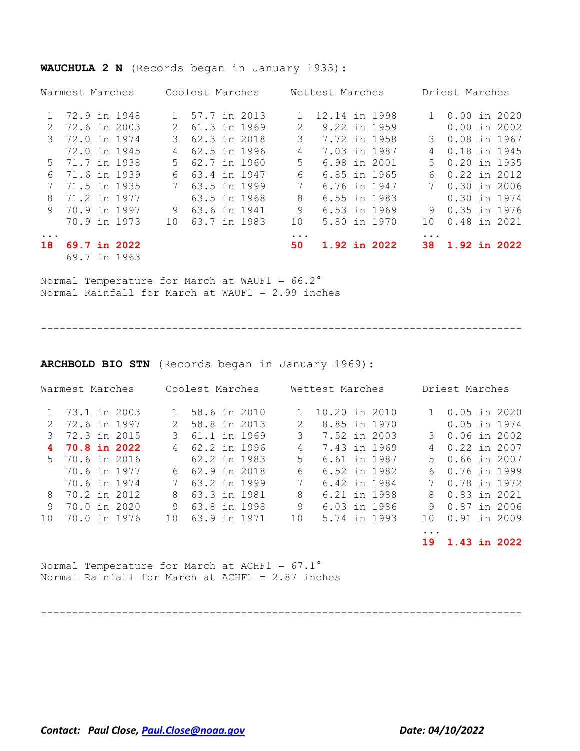**WAUCHULA 2 N** (Records began in January 1933):

| Warmest Marches | | Coolest Marches | | Wettest Marches | | Driest Marches | |
|---|---|---|---|---|---|---|---|
| 1 | 72.9 in 1948 | 1 | 57.7 in 2013 | 1 | 12.14 in 1998 | 1 | 0.00 in 2020 |
| 2 | 72.6 in 2003 | 2 | 61.3 in 1969 | 2 | 9.22 in 1959 | | 0.00 in 2002 |
| 3 | 72.0 in 1974 | 3 | 62.3 in 2018 | 3 | 7.72 in 1958 | 3 | 0.08 in 1967 |
| | 72.0 in 1945 | 4 | 62.5 in 1996 | 4 | 7.03 in 1987 | 4 | 0.18 in 1945 |
| 5 | 71.7 in 1938 | 5 | 62.7 in 1960 | 5 | 6.98 in 2001 | 5 | 0.20 in 1935 |
| 6 | 71.6 in 1939 | 6 | 63.4 in 1947 | 6 | 6.85 in 1965 | 6 | 0.22 in 2012 |
| 7 | 71.5 in 1935 | 7 | 63.5 in 1999 | 7 | 6.76 in 1947 | 7 | 0.30 in 2006 |
| 8 | 71.2 in 1977 | | 63.5 in 1968 | 8 | 6.55 in 1983 | | 0.30 in 1974 |
| 9 | 70.9 in 1997 | 9 | 63.6 in 1941 | 9 | 6.53 in 1969 | 9 | 0.35 in 1976 |
| | 70.9 in 1973 | 10 | 63.7 in 1983 | 10 | 5.80 in 1970 | 10 | 0.48 in 2021 |
| ... | | | | ... | | ... | |
| **18** | **69.7 in 2022** | | | **50** | **1.92 in 2022** | **38** | **1.92 in 2022** |
| | 69.7 in 1963 | | | | | | |

Normal Temperature for March at WAUF1 = 66.2°
Normal Rainfall for March at WAUF1 = 2.99 inches

---

**ARCHBOLD BIO STN** (Records began in January 1969):

| Warmest Marches | | Coolest Marches | | Wettest Marches | | Driest Marches | |
|---|---|---|---|---|---|---|---|
| 1 | 73.1 in 2003 | 1 | 58.6 in 2010 | 1 | 10.20 in 2010 | 1 | 0.05 in 2020 |
| 2 | 72.6 in 1997 | 2 | 58.8 in 2013 | 2 | 8.85 in 1970 | | 0.05 in 1974 |
| 3 | 72.3 in 2015 | 3 | 61.1 in 1969 | 3 | 7.52 in 2003 | 3 | 0.06 in 2002 |
| **4** | **70.8 in 2022** | 4 | 62.2 in 1996 | 4 | 7.43 in 1969 | 4 | 0.22 in 2007 |
| 5 | 70.6 in 2016 | | 62.2 in 1983 | 5 | 6.61 in 1987 | 5 | 0.66 in 2007 |
| | 70.6 in 1977 | 6 | 62.9 in 2018 | 6 | 6.52 in 1982 | 6 | 0.76 in 1999 |
| | 70.6 in 1974 | 7 | 63.2 in 1999 | 7 | 6.42 in 1984 | 7 | 0.78 in 1972 |
| 8 | 70.2 in 2012 | 8 | 63.3 in 1981 | 8 | 6.21 in 1988 | 8 | 0.83 in 2021 |
| 9 | 70.0 in 2020 | 9 | 63.8 in 1998 | 9 | 6.03 in 1986 | 9 | 0.87 in 2006 |
| 10 | 70.0 in 1976 | 10 | 63.9 in 1971 | 10 | 5.74 in 1993 | 10 | 0.91 in 2009 |
| | | | | | | ... | |
| | | | | | | **19** | **1.43 in 2022** |

Normal Temperature for March at ACHF1 = 67.1°
Normal Rainfall for March at ACHF1 = 2.87 inches

---

***Contact: Paul Close, [Paul.Close@noaa.gov](mailto:Paul.Close@noaa.gov)*** ***Date: 04/10/2022***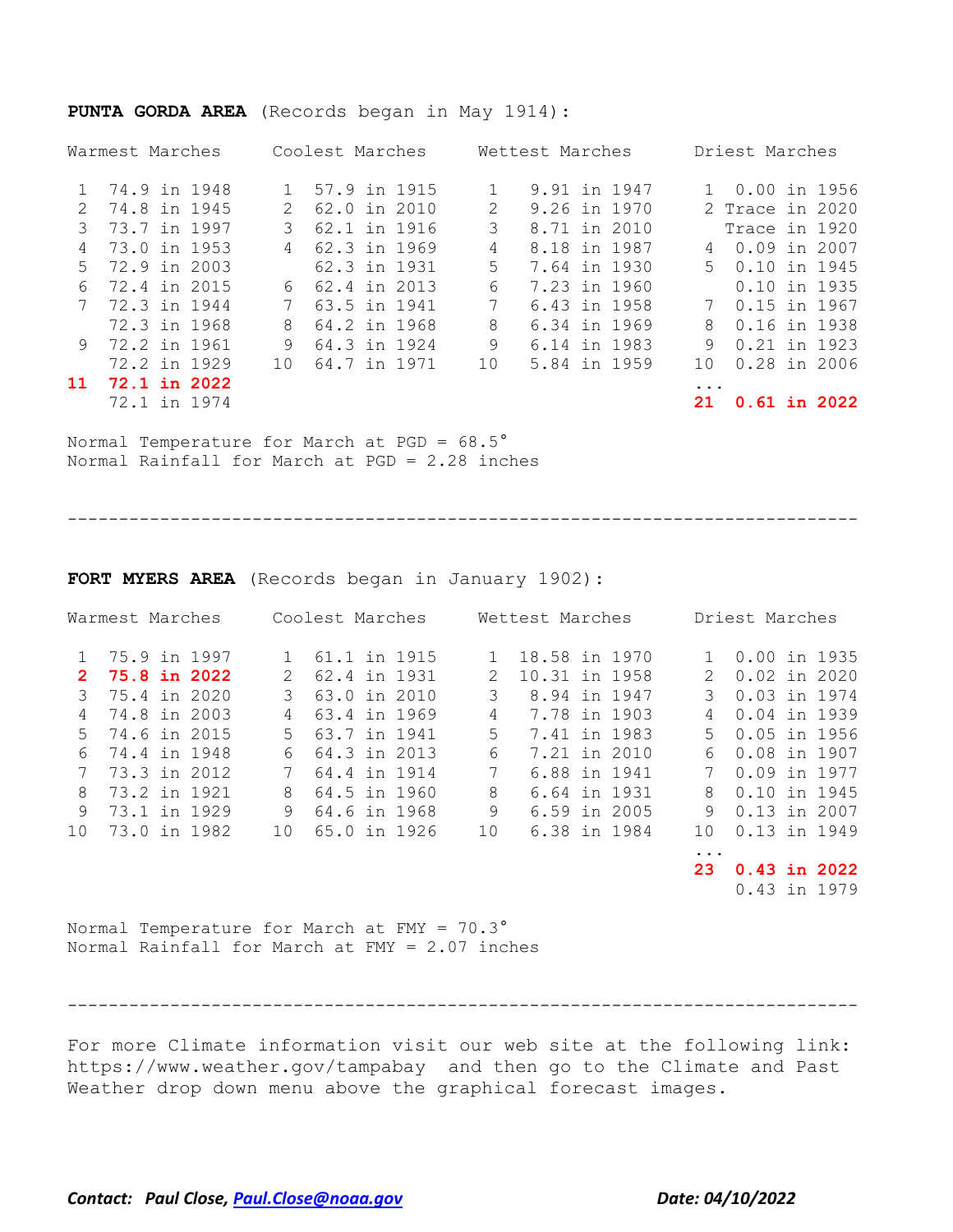**PUNTA GORDA AREA** (Records began in May 1914):

| Warmest Marches | | Coolest Marches | | Wettest Marches | | Driest Marches | |
|---|---|---|---|---|---|---|---|
| 1 | 74.9 in 1948 | 1 | 57.9 in 1915 | 1 | 9.91 in 1947 | 1 | 0.00 in 1956 |
| 2 | 74.8 in 1945 | 2 | 62.0 in 2010 | 2 | 9.26 in 1970 | 2 | Trace in 2020 |
| 3 | 73.7 in 1997 | 3 | 62.1 in 1916 | 3 | 8.71 in 2010 | | Trace in 1920 |
| 4 | 73.0 in 1953 | 4 | 62.3 in 1969 | 4 | 8.18 in 1987 | 4 | 0.09 in 2007 |
| 5 | 72.9 in 2003 | | 62.3 in 1931 | 5 | 7.64 in 1930 | 5 | 0.10 in 1945 |
| 6 | 72.4 in 2015 | 6 | 62.4 in 2013 | 6 | 7.23 in 1960 | | 0.10 in 1935 |
| 7 | 72.3 in 1944 | 7 | 63.5 in 1941 | 7 | 6.43 in 1958 | 7 | 0.15 in 1967 |
| | 72.3 in 1968 | 8 | 64.2 in 1968 | 8 | 6.34 in 1969 | 8 | 0.16 in 1938 |
| 9 | 72.2 in 1961 | 9 | 64.3 in 1924 | 9 | 6.14 in 1983 | 9 | 0.21 in 1923 |
| | 72.2 in 1929 | 10 | 64.7 in 1971 | 10 | 5.84 in 1959 | 10 | 0.28 in 2006 |
| **11** | **72.1 in 2022** | | | | | ... | |
| | 72.1 in 1974 | | | | | **21** | **0.61 in 2022** |

Normal Temperature for March at PGD = 68.5°
Normal Rainfall for March at PGD = 2.28 inches

---

**FORT MYERS AREA** (Records began in January 1902):

| Warmest Marches | | Coolest Marches | | Wettest Marches | | Driest Marches | |
|---|---|---|---|---|---|---|---|
| 1 | 75.9 in 1997 | 1 | 61.1 in 1915 | 1 | 18.58 in 1970 | 1 | 0.00 in 1935 |
| **2** | **75.8 in 2022** | 2 | 62.4 in 1931 | 2 | 10.31 in 1958 | 2 | 0.02 in 2020 |
| 3 | 75.4 in 2020 | 3 | 63.0 in 2010 | 3 | 8.94 in 1947 | 3 | 0.03 in 1974 |
| 4 | 74.8 in 2003 | 4 | 63.4 in 1969 | 4 | 7.78 in 1903 | 4 | 0.04 in 1939 |
| 5 | 74.6 in 2015 | 5 | 63.7 in 1941 | 5 | 7.41 in 1983 | 5 | 0.05 in 1956 |
| 6 | 74.4 in 1948 | 6 | 64.3 in 2013 | 6 | 7.21 in 2010 | 6 | 0.08 in 1907 |
| 7 | 73.3 in 2012 | 7 | 64.4 in 1914 | 7 | 6.88 in 1941 | 7 | 0.09 in 1977 |
| 8 | 73.2 in 1921 | 8 | 64.5 in 1960 | 8 | 6.64 in 1931 | 8 | 0.10 in 1945 |
| 9 | 73.1 in 1929 | 9 | 64.6 in 1968 | 9 | 6.59 in 2005 | 9 | 0.13 in 2007 |
| 10 | 73.0 in 1982 | 10 | 65.0 in 1926 | 10 | 6.38 in 1984 | 10 | 0.13 in 1949 |
| | | | | | | ... | |
| | | | | | | **23** | **0.43 in 2022** |
| | | | | | | | 0.43 in 1979 |

Normal Temperature for March at FMY = 70.3°
Normal Rainfall for March at FMY = 2.07 inches

---

For more Climate information visit our web site at the following link: https://www.weather.gov/tampabay and then go to the Climate and Past Weather drop down menu above the graphical forecast images.

***Contact: Paul Close, Paul.Close@noaa.gov*** ***Date: 04/10/2022***